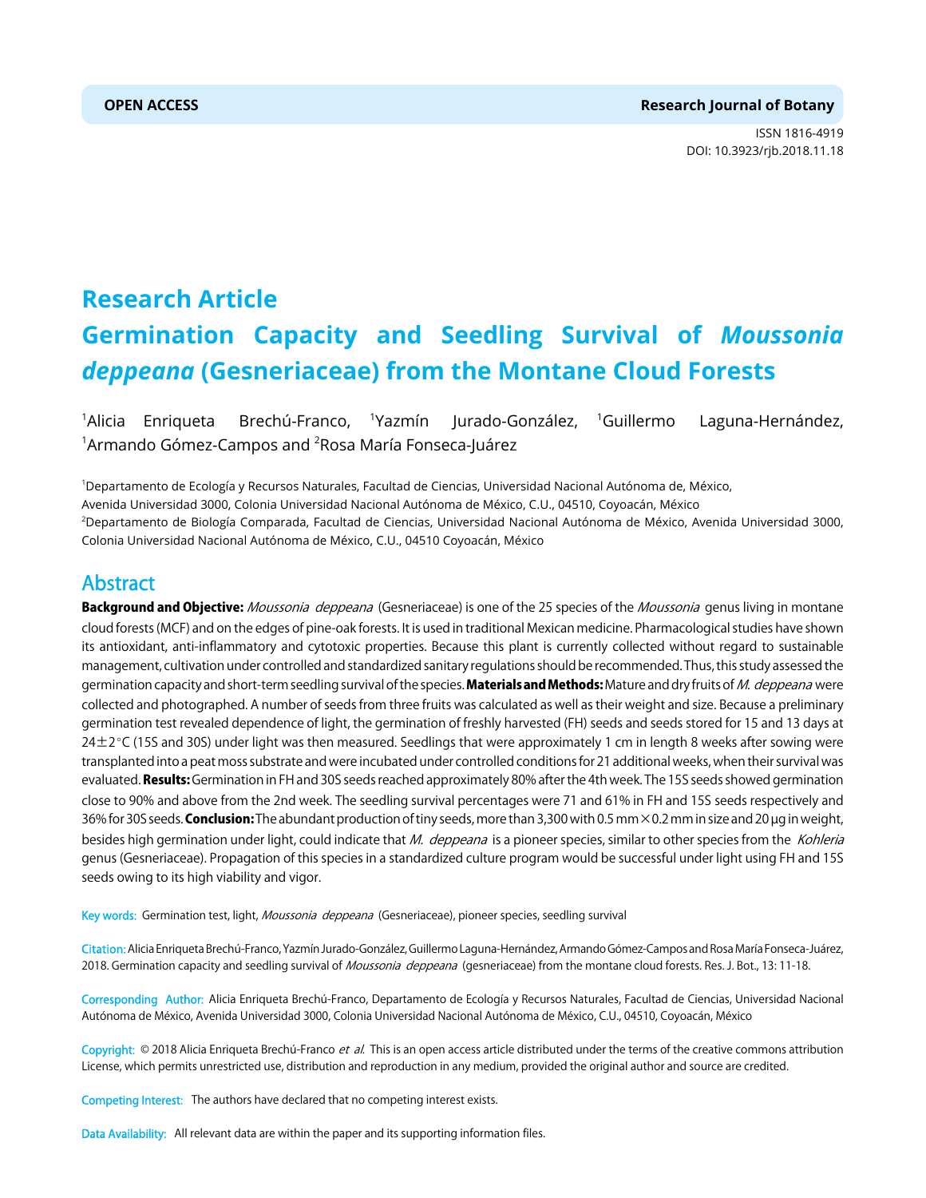OPEN ACCESS

Research Journal of Botany

ISSN 1816-4919
DOI: 10.3923/rjb.2018.11.18

# Research Article

# Germination Capacity and Seedling Survival of *Moussonia deppeana* (Gesneriaceae) from the Montane Cloud Forests

[1]Alicia Enriqueta Brechú-Franco, [1]Yazmín Jurado-González, [1]Guillermo Laguna-Hernández, [1]Armando Gómez-Campos and [2]Rosa María Fonseca-Juárez

[1]Departamento de Ecología y Recursos Naturales, Facultad de Ciencias, Universidad Nacional Autónoma de, México, Avenida Universidad 3000, Colonia Universidad Nacional Autónoma de México, C.U., 04510, Coyoacán, México
[2]Departamento de Biología Comparada, Facultad de Ciencias, Universidad Nacional Autónoma de México, Avenida Universidad 3000, Colonia Universidad Nacional Autónoma de México, C.U., 04510 Coyoacán, México

## Abstract

**Background and Objective:** *Moussonia deppeana* (Gesneriaceae) is one of the 25 species of the *Moussonia* genus living in montane cloud forests (MCF) and on the edges of pine-oak forests. It is used in traditional Mexican medicine. Pharmacological studies have shown its antioxidant, anti-inflammatory and cytotoxic properties. Because this plant is currently collected without regard to sustainable management, cultivation under controlled and standardized sanitary regulations should be recommended. Thus, this study assessed the germination capacity and short-term seedling survival of the species. **Materials and Methods:** Mature and dry fruits of *M. deppeana* were collected and photographed. A number of seeds from three fruits was calculated as well as their weight and size. Because a preliminary germination test revealed dependence of light, the germination of freshly harvested (FH) seeds and seeds stored for 15 and 13 days at 24±2°C (15S and 30S) under light was then measured. Seedlings that were approximately 1 cm in length 8 weeks after sowing were transplanted into a peat moss substrate and were incubated under controlled conditions for 21 additional weeks, when their survival was evaluated. **Results:** Germination in FH and 30S seeds reached approximately 80% after the 4th week. The 15S seeds showed germination close to 90% and above from the 2nd week. The seedling survival percentages were 71 and 61% in FH and 15S seeds respectively and 36% for 30S seeds. **Conclusion:** The abundant production of tiny seeds, more than 3,300 with 0.5 mm × 0.2 mm in size and 20 µg in weight, besides high germination under light, could indicate that *M. deppeana* is a pioneer species, similar to other species from the *Kohleria* genus (Gesneriaceae). Propagation of this species in a standardized culture program would be successful under light using FH and 15S seeds owing to its high viability and vigor.

Key words: Germination test, light, *Moussonia deppeana* (Gesneriaceae), pioneer species, seedling survival

Citation: Alicia Enriqueta Brechú-Franco, Yazmín Jurado-González, Guillermo Laguna-Hernández, Armando Gómez-Campos and Rosa María Fonseca-Juárez, 2018. Germination capacity and seedling survival of *Moussonia deppeana* (gesneriaceae) from the montane cloud forests. Res. J. Bot., 13: 11-18.

Corresponding Author: Alicia Enriqueta Brechú-Franco, Departamento de Ecología y Recursos Naturales, Facultad de Ciencias, Universidad Nacional Autónoma de México, Avenida Universidad 3000, Colonia Universidad Nacional Autónoma de México, C.U., 04510, Coyoacán, México

Copyright: © 2018 Alicia Enriqueta Brechú-Franco *et al.* This is an open access article distributed under the terms of the creative commons attribution License, which permits unrestricted use, distribution and reproduction in any medium, provided the original author and source are credited.

Competing Interest: The authors have declared that no competing interest exists.

Data Availability: All relevant data are within the paper and its supporting information files.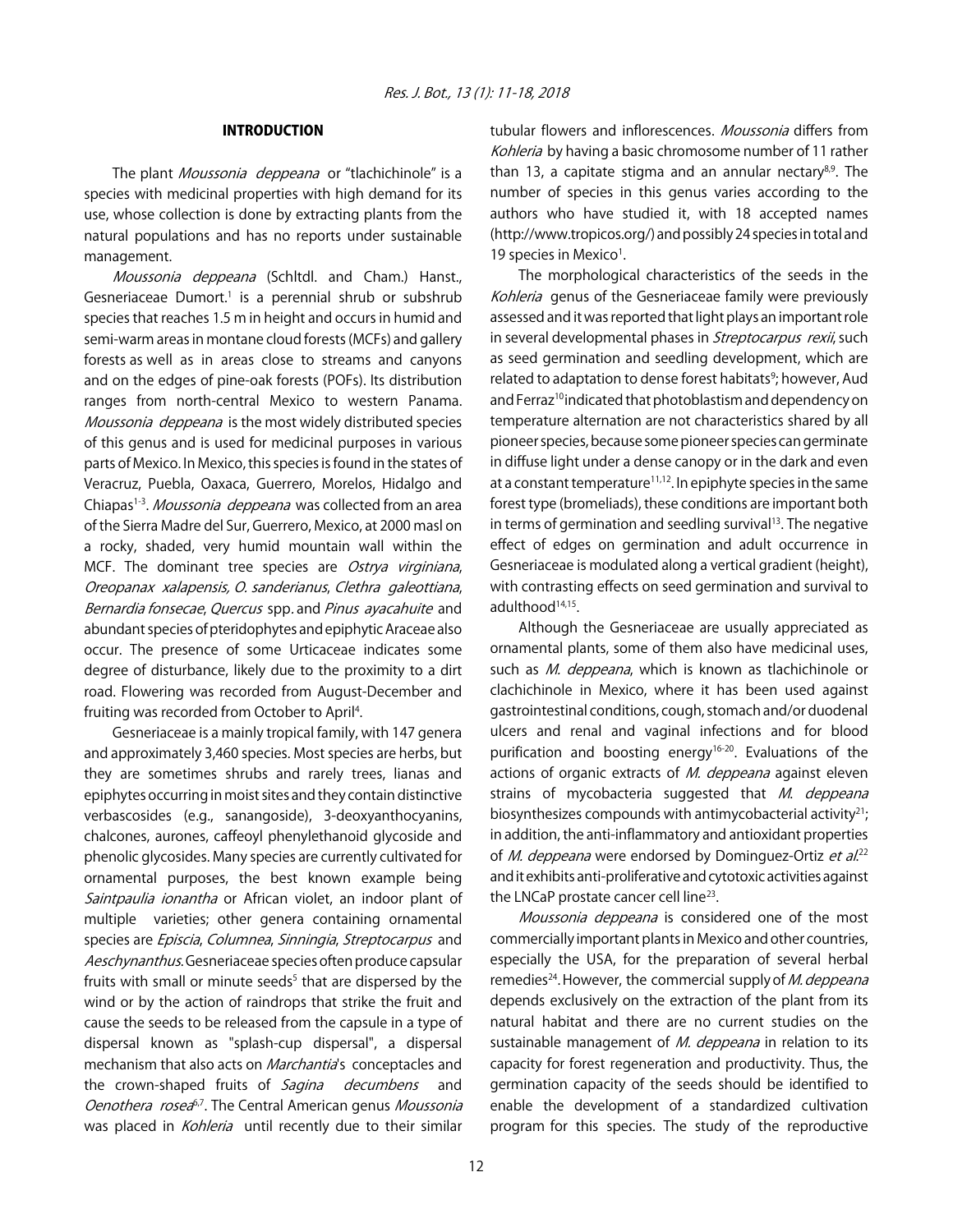## INTRODUCTION

The plant *Moussonia deppeana* or "tlachichinole" is a species with medicinal properties with high demand for its use, whose collection is done by extracting plants from the natural populations and has no reports under sustainable management.

*Moussonia deppeana* (Schltdl. and Cham.) Hanst., Gesneriaceae Dumort.[1] is a perennial shrub or subshrub species that reaches 1.5 m in height and occurs in humid and semi-warm areas in montane cloud forests (MCFs) and gallery forests as well as in areas close to streams and canyons and on the edges of pine-oak forests (POFs). Its distribution ranges from north-central Mexico to western Panama. *Moussonia deppeana* is the most widely distributed species of this genus and is used for medicinal purposes in various parts of Mexico. In Mexico, this species is found in the states of Veracruz, Puebla, Oaxaca, Guerrero, Morelos, Hidalgo and Chiapas[1-3]. *Moussonia deppeana* was collected from an area of the Sierra Madre del Sur, Guerrero, Mexico, at 2000 masl on a rocky, shaded, very humid mountain wall within the MCF. The dominant tree species are *Ostrya virginiana*, *Oreopanax xalapensis, O. sanderianus*, *Clethra galeottiana*, *Bernardia fonsecae*, *Quercus* spp. and *Pinus ayacahuite* and abundant species of pteridophytes and epiphytic Araceae also occur. The presence of some Urticaceae indicates some degree of disturbance, likely due to the proximity to a dirt road. Flowering was recorded from August-December and fruiting was recorded from October to April[4].

Gesneriaceae is a mainly tropical family, with 147 genera and approximately 3,460 species. Most species are herbs, but they are sometimes shrubs and rarely trees, lianas and epiphytes occurring in moist sites and they contain distinctive verbascosides (e.g., sanangoside), 3-deoxyanthocyanins, chalcones, aurones, caffeoyl phenylethanoid glycoside and phenolic glycosides. Many species are currently cultivated for ornamental purposes, the best known example being *Saintpaulia ionantha* or African violet, an indoor plant of multiple varieties; other genera containing ornamental species are *Episcia*, *Columnea*, *Sinningia*, *Streptocarpus* and *Aeschynanthus*. Gesneriaceae species often produce capsular fruits with small or minute seeds[5] that are dispersed by the wind or by the action of raindrops that strike the fruit and cause the seeds to be released from the capsule in a type of dispersal known as "splash-cup dispersal", a dispersal mechanism that also acts on *Marchantia*'s conceptacles and the crown-shaped fruits of *Sagina decumbens* and *Oenothera rosea*[6,7]. The Central American genus *Moussonia* was placed in *Kohleria* until recently due to their similar tubular flowers and inflorescences. *Moussonia* differs from *Kohleria* by having a basic chromosome number of 11 rather than 13, a capitate stigma and an annular nectary[8,9]. The number of species in this genus varies according to the authors who have studied it, with 18 accepted names (http://www.tropicos.org/) and possibly 24 species in total and 19 species in Mexico[1].

The morphological characteristics of the seeds in the *Kohleria* genus of the Gesneriaceae family were previously assessed and it was reported that light plays an important role in several developmental phases in *Streptocarpus rexii*, such as seed germination and seedling development, which are related to adaptation to dense forest habitats[9]; however, Aud and Ferraz[10] indicated that photoblastism and dependency on temperature alternation are not characteristics shared by all pioneer species, because some pioneer species can germinate in diffuse light under a dense canopy or in the dark and even at a constant temperature[11,12]. In epiphyte species in the same forest type (bromeliads), these conditions are important both in terms of germination and seedling survival[13]. The negative effect of edges on germination and adult occurrence in Gesneriaceae is modulated along a vertical gradient (height), with contrasting effects on seed germination and survival to adulthood[14,15].

Although the Gesneriaceae are usually appreciated as ornamental plants, some of them also have medicinal uses, such as *M. deppeana*, which is known as tlachichinole or clachichinole in Mexico, where it has been used against gastrointestinal conditions, cough, stomach and/or duodenal ulcers and renal and vaginal infections and for blood purification and boosting energy[16-20]. Evaluations of the actions of organic extracts of *M. deppeana* against eleven strains of mycobacteria suggested that *M. deppeana* biosynthesizes compounds with antimycobacterial activity[21]; in addition, the anti-inflammatory and antioxidant properties of *M. deppeana* were endorsed by Dominguez-Ortiz *et al*.[22] and it exhibits anti-proliferative and cytotoxic activities against the LNCaP prostate cancer cell line[23].

*Moussonia deppeana* is considered one of the most commercially important plants in Mexico and other countries, especially the USA, for the preparation of several herbal remedies[24]. However, the commercial supply of *M. deppeana* depends exclusively on the extraction of the plant from its natural habitat and there are no current studies on the sustainable management of *M. deppeana* in relation to its capacity for forest regeneration and productivity. Thus, the germination capacity of the seeds should be identified to enable the development of a standardized cultivation program for this species. The study of the reproductive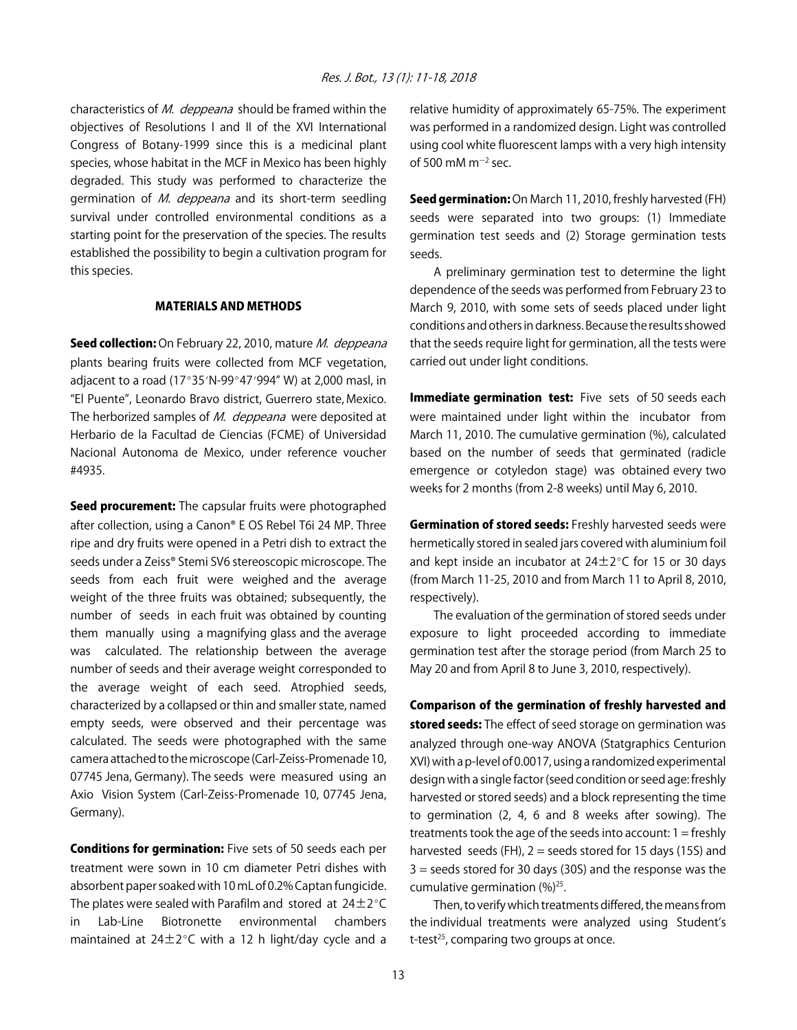characteristics of *M. deppeana* should be framed within the objectives of Resolutions I and II of the XVI International Congress of Botany-1999 since this is a medicinal plant species, whose habitat in the MCF in Mexico has been highly degraded. This study was performed to characterize the germination of *M. deppeana* and its short-term seedling survival under controlled environmental conditions as a starting point for the preservation of the species. The results established the possibility to begin a cultivation program for this species.

## MATERIALS AND METHODS

**Seed collection:** On February 22, 2010, mature *M. deppeana* plants bearing fruits were collected from MCF vegetation, adjacent to a road (17°35'N-99°47'994" W) at 2,000 masl, in "El Puente", Leonardo Bravo district, Guerrero state, Mexico. The herborized samples of *M. deppeana* were deposited at Herbario de la Facultad de Ciencias (FCME) of Universidad Nacional Autonoma de Mexico, under reference voucher #4935.

**Seed procurement:** The capsular fruits were photographed after collection, using a Canon® E OS Rebel T6i 24 MP. Three ripe and dry fruits were opened in a Petri dish to extract the seeds under a Zeiss® Stemi SV6 stereoscopic microscope. The seeds from each fruit were weighed and the average weight of the three fruits was obtained; subsequently, the number of seeds in each fruit was obtained by counting them manually using a magnifying glass and the average was calculated. The relationship between the average number of seeds and their average weight corresponded to the average weight of each seed. Atrophied seeds, characterized by a collapsed or thin and smaller state, named empty seeds, were observed and their percentage was calculated. The seeds were photographed with the same camera attached to the microscope (Carl-Zeiss-Promenade 10, 07745 Jena, Germany). The seeds were measured using an Axio Vision System (Carl-Zeiss-Promenade 10, 07745 Jena, Germany).

**Conditions for germination:** Five sets of 50 seeds each per treatment were sown in 10 cm diameter Petri dishes with absorbent paper soaked with 10 mL of 0.2% Captan fungicide. The plates were sealed with Parafilm and stored at 24±2°C in Lab-Line Biotronette environmental chambers maintained at 24±2°C with a 12 h light/day cycle and a relative humidity of approximately 65-75%. The experiment was performed in a randomized design. Light was controlled using cool white fluorescent lamps with a very high intensity of 500 mM $m^{-2}$ sec.

**Seed germination:** On March 11, 2010, freshly harvested (FH) seeds were separated into two groups: (1) Immediate germination test seeds and (2) Storage germination tests seeds.

A preliminary germination test to determine the light dependence of the seeds was performed from February 23 to March 9, 2010, with some sets of seeds placed under light conditions and others in darkness. Because the results showed that the seeds require light for germination, all the tests were carried out under light conditions.

**Immediate germination test:** Five sets of 50 seeds each were maintained under light within the incubator from March 11, 2010. The cumulative germination (%), calculated based on the number of seeds that germinated (radicle emergence or cotyledon stage) was obtained every two weeks for 2 months (from 2-8 weeks) until May 6, 2010.

**Germination of stored seeds:** Freshly harvested seeds were hermetically stored in sealed jars covered with aluminium foil and kept inside an incubator at 24±2°C for 15 or 30 days (from March 11-25, 2010 and from March 11 to April 8, 2010, respectively).

The evaluation of the germination of stored seeds under exposure to light proceeded according to immediate germination test after the storage period (from March 25 to May 20 and from April 8 to June 3, 2010, respectively).

**Comparison of the germination of freshly harvested and stored seeds:** The effect of seed storage on germination was analyzed through one-way ANOVA (Statgraphics Centurion XVI) with a p-level of 0.0017, using a randomized experimental design with a single factor (seed condition or seed age: freshly harvested or stored seeds) and a block representing the time to germination (2, 4, 6 and 8 weeks after sowing). The treatments took the age of the seeds into account: 1 = freshly harvested seeds (FH), 2 = seeds stored for 15 days (15S) and 3 = seeds stored for 30 days (30S) and the response was the cumulative germination (%)[25].

Then, to verify which treatments differed, the means from the individual treatments were analyzed using Student's t-test[25], comparing two groups at once.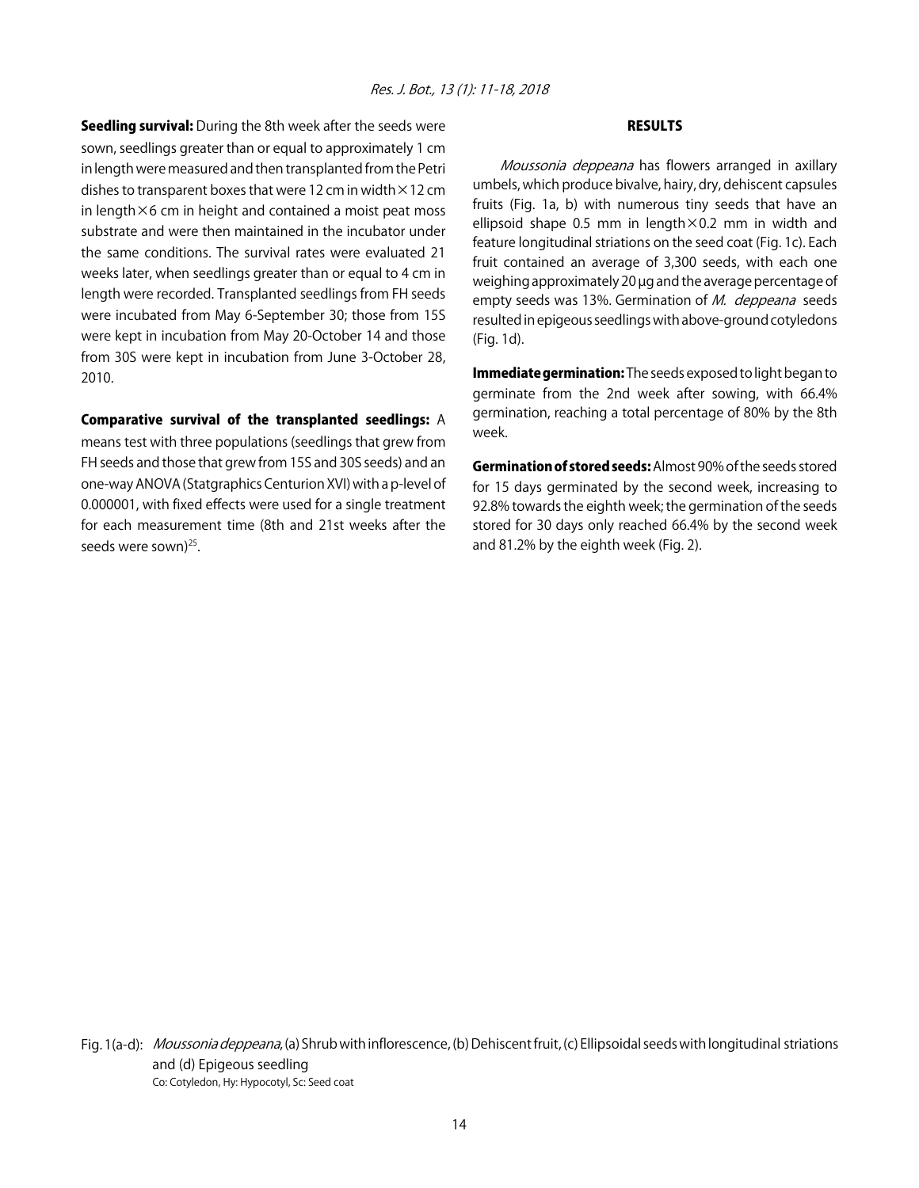**Seedling survival:** During the 8th week after the seeds were sown, seedlings greater than or equal to approximately 1 cm in length were measured and then transplanted from the Petri dishes to transparent boxes that were 12 cm in width $\times$ 12 cm in length $\times$ 6 cm in height and contained a moist peat moss substrate and were then maintained in the incubator under the same conditions. The survival rates were evaluated 21 weeks later, when seedlings greater than or equal to 4 cm in length were recorded. Transplanted seedlings from FH seeds were incubated from May 6-September 30; those from 15S were kept in incubation from May 20-October 14 and those from 30S were kept in incubation from June 3-October 28, 2010.

**Comparative survival of the transplanted seedlings:** A means test with three populations (seedlings that grew from FH seeds and those that grew from 15S and 30S seeds) and an one-way ANOVA (Statgraphics Centurion XVI) with a p-level of 0.000001, with fixed effects were used for a single treatment for each measurement time (8th and 21st weeks after the seeds were sown)[25].

## RESULTS

*Moussonia deppeana* has flowers arranged in axillary umbels, which produce bivalve, hairy, dry, dehiscent capsules fruits (Fig. 1a, b) with numerous tiny seeds that have an ellipsoid shape 0.5 mm in length $\times$ 0.2 mm in width and feature longitudinal striations on the seed coat (Fig. 1c). Each fruit contained an average of 3,300 seeds, with each one weighing approximately 20 µg and the average percentage of empty seeds was 13%. Germination of *M. deppeana* seeds resulted in epigeous seedlings with above-ground cotyledons (Fig. 1d).

**Immediate germination:** The seeds exposed to light began to germinate from the 2nd week after sowing, with 66.4% germination, reaching a total percentage of 80% by the 8th week.

**Germination of stored seeds:** Almost 90% of the seeds stored for 15 days germinated by the second week, increasing to 92.8% towards the eighth week; the germination of the seeds stored for 30 days only reached 66.4% by the second week and 81.2% by the eighth week (Fig. 2).

Fig. 1(a-d): *Moussonia deppeana*, (a) Shrub with inflorescence, (b) Dehiscent fruit, (c) Ellipsoidal seeds with longitudinal striations and (d) Epigeous seedling
Co: Cotyledon, Hy: Hypocotyl, Sc: Seed coat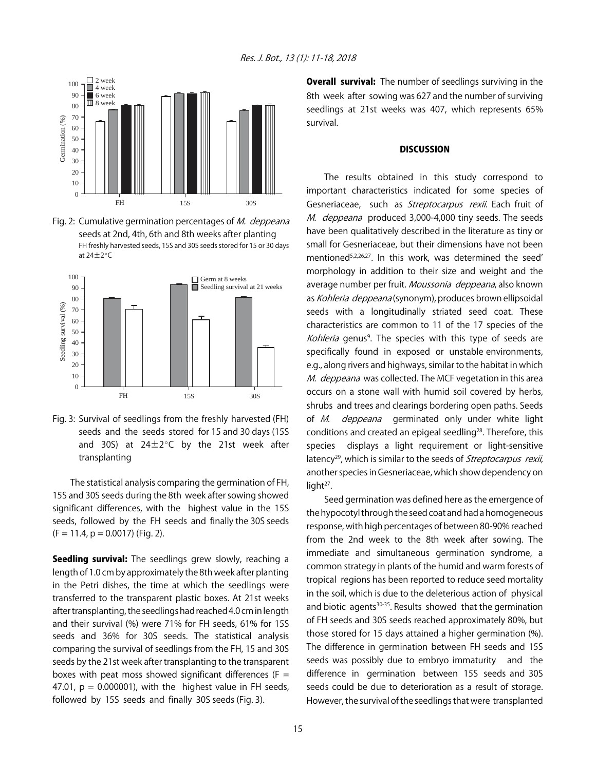Fig. 2: Cumulative germination percentages of *M. deppeana* seeds at 2nd, 4th, 6th and 8th weeks after planting
FH freshly harvested seeds, 15S and 30S seeds stored for 15 or 30 days at 24±2°C

Fig. 3: Survival of seedlings from the freshly harvested (FH) seeds and the seeds stored for 15 and 30 days (15S and 30S) at 24±2°C by the 21st week after transplanting

The statistical analysis comparing the germination of FH, 15S and 30S seeds during the 8th week after sowing showed significant differences, with the highest value in the 15S seeds, followed by the FH seeds and finally the 30S seeds ($F = 11.4$, $p = 0.0017$) (Fig. 2).

**Seedling survival:** The seedlings grew slowly, reaching a length of 1.0 cm by approximately the 8th week after planting in the Petri dishes, the time at which the seedlings were transferred to the transparent plastic boxes. At 21st weeks after transplanting, the seedlings had reached 4.0 cm in length and their survival (%) were 71% for FH seeds, 61% for 15S seeds and 36% for 30S seeds. The statistical analysis comparing the survival of seedlings from the FH, 15 and 30S seeds by the 21st week after transplanting to the transparent boxes with peat moss showed significant differences ($F = 47.01$, $p = 0.000001$), with the highest value in FH seeds, followed by 15S seeds and finally 30S seeds (Fig. 3).

**Overall survival:** The number of seedlings surviving in the 8th week after sowing was 627 and the number of surviving seedlings at 21st weeks was 407, which represents 65% survival.

## DISCUSSION

The results obtained in this study correspond to important characteristics indicated for some species of Gesneriaceae, such as *Streptocarpus rexii*. Each fruit of *M. deppeana* produced 3,000-4,000 tiny seeds. The seeds have been qualitatively described in the literature as tiny or small for Gesneriaceae, but their dimensions have not been mentioned[5,2,26,27]. In this work, was determined the seed' morphology in addition to their size and weight and the average number per fruit. *Moussonia deppeana*, also known as *Kohleria deppeana* (synonym), produces brown ellipsoidal seeds with a longitudinally striated seed coat. These characteristics are common to 11 of the 17 species of the *Kohleria* genus[9]. The species with this type of seeds are specifically found in exposed or unstable environments, e.g., along rivers and highways, similar to the habitat in which *M. deppeana* was collected. The MCF vegetation in this area occurs on a stone wall with humid soil covered by herbs, shrubs and trees and clearings bordering open paths. Seeds of *M. deppeana* germinated only under white light conditions and created an epigeal seedling[28]. Therefore, this species displays a light requirement or light-sensitive latency[29], which is similar to the seeds of *Streptocarpus rexii*, another species in Gesneriaceae, which show dependency on light[27].

Seed germination was defined here as the emergence of the hypocotyl through the seed coat and had a homogeneous response, with high percentages of between 80-90% reached from the 2nd week to the 8th week after sowing. The immediate and simultaneous germination syndrome, a common strategy in plants of the humid and warm forests of tropical regions has been reported to reduce seed mortality in the soil, which is due to the deleterious action of physical and biotic agents[30-35]. Results showed that the germination of FH seeds and 30S seeds reached approximately 80%, but those stored for 15 days attained a higher germination (%). The difference in germination between FH seeds and 15S seeds was possibly due to embryo immaturity and the difference in germination between 15S seeds and 30S seeds could be due to deterioration as a result of storage. However, the survival of the seedlings that were transplanted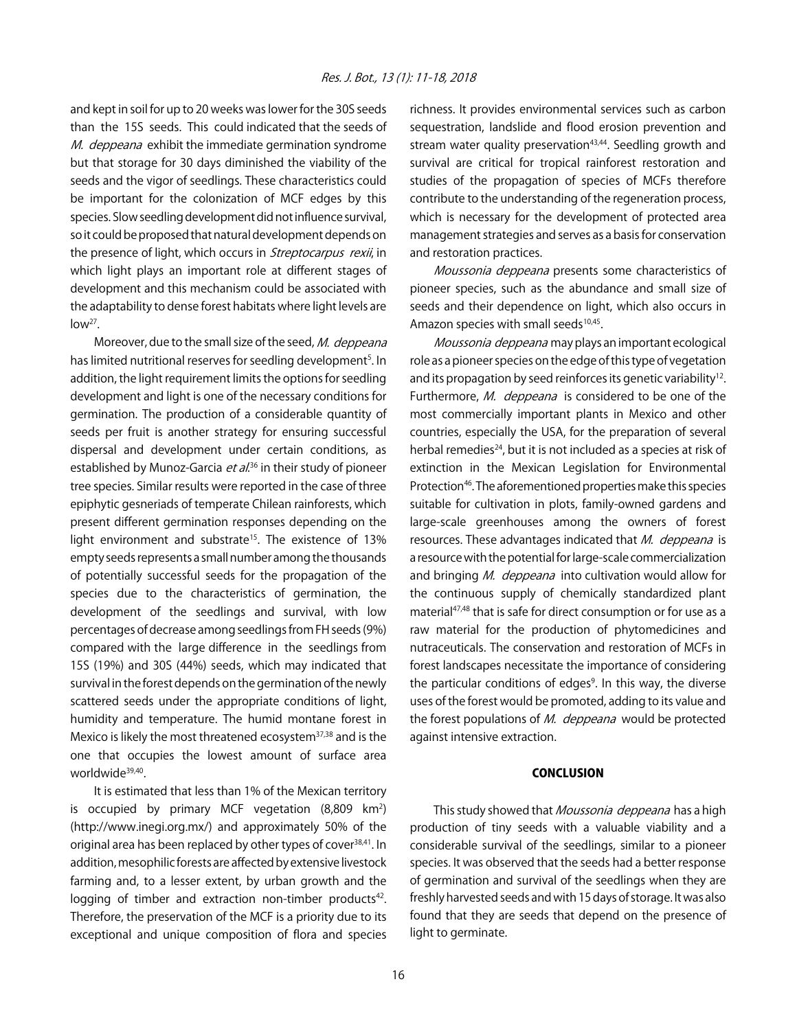and kept in soil for up to 20 weeks was lower for the 30S seeds than the 15S seeds. This could indicated that the seeds of *M. deppeana* exhibit the immediate germination syndrome but that storage for 30 days diminished the viability of the seeds and the vigor of seedlings. These characteristics could be important for the colonization of MCF edges by this species. Slow seedling development did not influence survival, so it could be proposed that natural development depends on the presence of light, which occurs in *Streptocarpus rexii*, in which light plays an important role at different stages of development and this mechanism could be associated with the adaptability to dense forest habitats where light levels are low[27].

Moreover, due to the small size of the seed, *M. deppeana* has limited nutritional reserves for seedling development[5]. In addition, the light requirement limits the options for seedling development and light is one of the necessary conditions for germination. The production of a considerable quantity of seeds per fruit is another strategy for ensuring successful dispersal and development under certain conditions, as established by Munoz-Garcia *et al*.[36] in their study of pioneer tree species. Similar results were reported in the case of three epiphytic gesneriads of temperate Chilean rainforests, which present different germination responses depending on the light environment and substrate[15]. The existence of 13% empty seeds represents a small number among the thousands of potentially successful seeds for the propagation of the species due to the characteristics of germination, the development of the seedlings and survival, with low percentages of decrease among seedlings from FH seeds (9%) compared with the large difference in the seedlings from 15S (19%) and 30S (44%) seeds, which may indicated that survival in the forest depends on the germination of the newly scattered seeds under the appropriate conditions of light, humidity and temperature. The humid montane forest in Mexico is likely the most threatened ecosystem[37,38] and is the one that occupies the lowest amount of surface area worldwide[39,40].

It is estimated that less than 1% of the Mexican territory is occupied by primary MCF vegetation (8,809 km$^2$) (http://www.inegi.org.mx/) and approximately 50% of the original area has been replaced by other types of cover[38,41]. In addition, mesophilic forests are affected by extensive livestock farming and, to a lesser extent, by urban growth and the logging of timber and extraction non-timber products[42]. Therefore, the preservation of the MCF is a priority due to its exceptional and unique composition of flora and species richness. It provides environmental services such as carbon sequestration, landslide and flood erosion prevention and stream water quality preservation[43,44]. Seedling growth and survival are critical for tropical rainforest restoration and studies of the propagation of species of MCFs therefore contribute to the understanding of the regeneration process, which is necessary for the development of protected area management strategies and serves as a basis for conservation and restoration practices.

*Moussonia deppeana* presents some characteristics of pioneer species, such as the abundance and small size of seeds and their dependence on light, which also occurs in Amazon species with small seeds[10,45].

*Moussonia deppeana* may plays an important ecological role as a pioneer species on the edge of this type of vegetation and its propagation by seed reinforces its genetic variability[12]. Furthermore, *M. deppeana* is considered to be one of the most commercially important plants in Mexico and other countries, especially the USA, for the preparation of several herbal remedies[24], but it is not included as a species at risk of extinction in the Mexican Legislation for Environmental Protection[46]. The aforementioned properties make this species suitable for cultivation in plots, family-owned gardens and large-scale greenhouses among the owners of forest resources. These advantages indicated that *M. deppeana* is a resource with the potential for large-scale commercialization and bringing *M. deppeana* into cultivation would allow for the continuous supply of chemically standardized plant material[47,48] that is safe for direct consumption or for use as a raw material for the production of phytomedicines and nutraceuticals. The conservation and restoration of MCFs in forest landscapes necessitate the importance of considering the particular conditions of edges[9]. In this way, the diverse uses of the forest would be promoted, adding to its value and the forest populations of *M. deppeana* would be protected against intensive extraction.

## CONCLUSION

This study showed that *Moussonia deppeana* has a high production of tiny seeds with a valuable viability and a considerable survival of the seedlings, similar to a pioneer species. It was observed that the seeds had a better response of germination and survival of the seedlings when they are freshly harvested seeds and with 15 days of storage. It was also found that they are seeds that depend on the presence of light to germinate.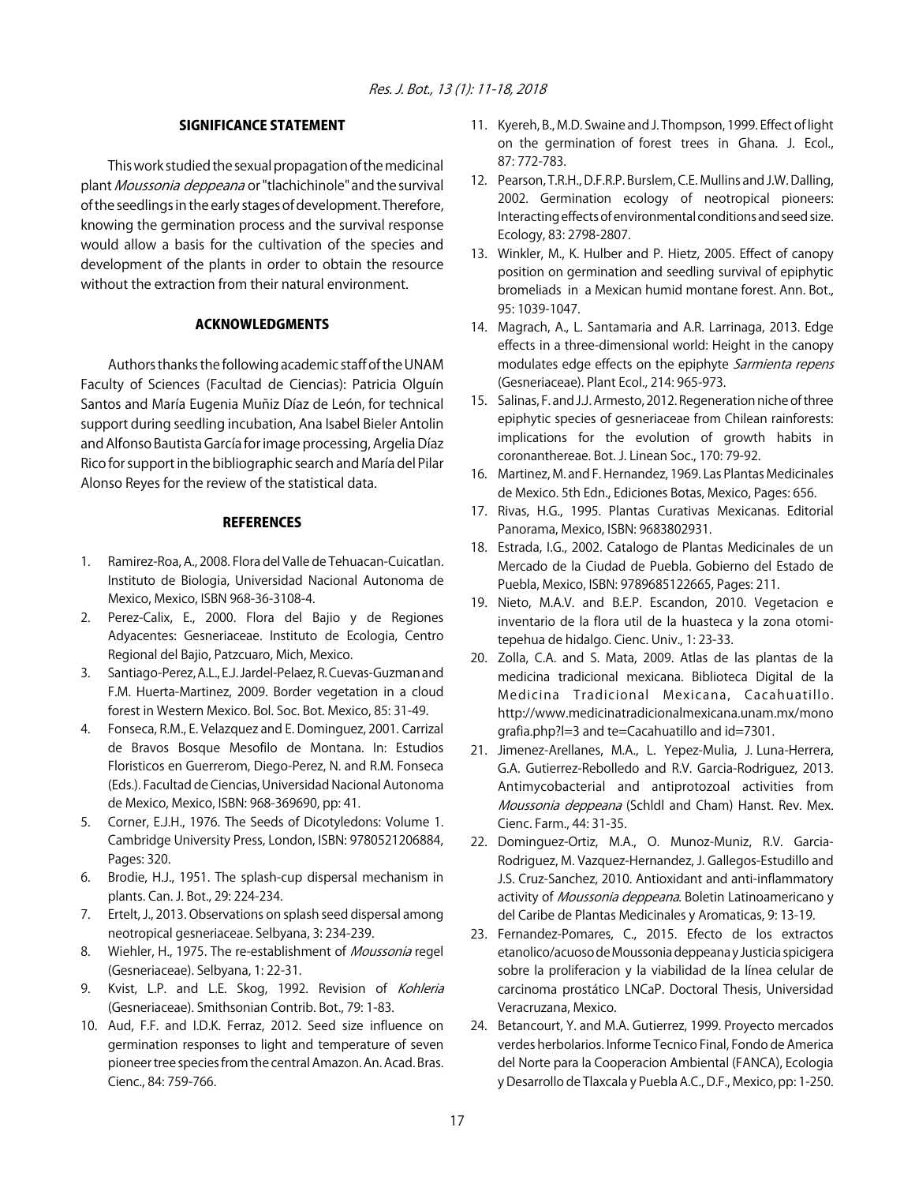## SIGNIFICANCE STATEMENT

This work studied the sexual propagation of the medicinal plant *Moussonia deppeana* or "tlachichinole" and the survival of the seedlings in the early stages of development. Therefore, knowing the germination process and the survival response would allow a basis for the cultivation of the species and development of the plants in order to obtain the resource without the extraction from their natural environment.

## ACKNOWLEDGMENTS

Authors thanks the following academic staff of the UNAM Faculty of Sciences (Facultad de Ciencias): Patricia Olguín Santos and María Eugenia Muñiz Díaz de León, for technical support during seedling incubation, Ana Isabel Bieler Antolin and Alfonso Bautista García for image processing, Argelia Díaz Rico for support in the bibliographic search and María del Pilar Alonso Reyes for the review of the statistical data.

## REFERENCES

1. Ramirez-Roa, A., 2008. Flora del Valle de Tehuacan-Cuicatlan. Instituto de Biologia, Universidad Nacional Autonoma de Mexico, Mexico, ISBN 968-36-3108-4.
2. Perez-Calix, E., 2000. Flora del Bajio y de Regiones Adyacentes: Gesneriaceae. Instituto de Ecologia, Centro Regional del Bajio, Patzcuaro, Mich, Mexico.
3. Santiago-Perez, A.L., E.J. Jardel-Pelaez, R. Cuevas-Guzman and F.M. Huerta-Martinez, 2009. Border vegetation in a cloud forest in Western Mexico. Bol. Soc. Bot. Mexico, 85: 31-49.
4. Fonseca, R.M., E. Velazquez and E. Dominguez, 2001. Carrizal de Bravos Bosque Mesofilo de Montana. In: Estudios Floristicos en Guerrerom, Diego-Perez, N. and R.M. Fonseca (Eds.). Facultad de Ciencias, Universidad Nacional Autonoma de Mexico, Mexico, ISBN: 968-369690, pp: 41.
5. Corner, E.J.H., 1976. The Seeds of Dicotyledons: Volume 1. Cambridge University Press, London, ISBN: 9780521206884, Pages: 320.
6. Brodie, H.J., 1951. The splash-cup dispersal mechanism in plants. Can. J. Bot., 29: 224-234.
7. Ertelt, J., 2013. Observations on splash seed dispersal among neotropical gesneriaceae. Selbyana, 3: 234-239.
8. Wiehler, H., 1975. The re-establishment of *Moussonia* regel (Gesneriaceae). Selbyana, 1: 22-31.
9. Kvist, L.P. and L.E. Skog, 1992. Revision of *Kohleria* (Gesneriaceae). Smithsonian Contrib. Bot., 79: 1-83.
10. Aud, F.F. and I.D.K. Ferraz, 2012. Seed size influence on germination responses to light and temperature of seven pioneer tree species from the central Amazon. An. Acad. Bras. Cienc., 84: 759-766.
11. Kyereh, B., M.D. Swaine and J. Thompson, 1999. Effect of light on the germination of forest trees in Ghana. J. Ecol., 87: 772-783.
12. Pearson, T.R.H., D.F.R.P. Burslem, C.E. Mullins and J.W. Dalling, 2002. Germination ecology of neotropical pioneers: Interacting effects of environmental conditions and seed size. Ecology, 83: 2798-2807.
13. Winkler, M., K. Hulber and P. Hietz, 2005. Effect of canopy position on germination and seedling survival of epiphytic bromeliads in a Mexican humid montane forest. Ann. Bot., 95: 1039-1047.
14. Magrach, A., L. Santamaria and A.R. Larrinaga, 2013. Edge effects in a three-dimensional world: Height in the canopy modulates edge effects on the epiphyte *Sarmienta repens* (Gesneriaceae). Plant Ecol., 214: 965-973.
15. Salinas, F. and J.J. Armesto, 2012. Regeneration niche of three epiphytic species of gesneriaceae from Chilean rainforests: implications for the evolution of growth habits in coronanthereae. Bot. J. Linean Soc., 170: 79-92.
16. Martinez, M. and F. Hernandez, 1969. Las Plantas Medicinales de Mexico. 5th Edn., Ediciones Botas, Mexico, Pages: 656.
17. Rivas, H.G., 1995. Plantas Curativas Mexicanas. Editorial Panorama, Mexico, ISBN: 9683802931.
18. Estrada, I.G., 2002. Catalogo de Plantas Medicinales de un Mercado de la Ciudad de Puebla. Gobierno del Estado de Puebla, Mexico, ISBN: 9789685122665, Pages: 211.
19. Nieto, M.A.V. and B.E.P. Escandon, 2010. Vegetacion e inventario de la flora util de la huasteca y la zona otomi-tepehua de hidalgo. Cienc. Univ., 1: 23-33.
20. Zolla, C.A. and S. Mata, 2009. Atlas de las plantas de la medicina tradicional mexicana. Biblioteca Digital de la Medicina Tradicional Mexicana, Cacahuatillo. http://www.medicinatradicionalmexicana.unam.mx/monografia.php?l=3 and te=Cacahuatillo and id=7301.
21. Jimenez-Arellanes, M.A., L. Yepez-Mulia, J. Luna-Herrera, G.A. Gutierrez-Rebolledo and R.V. Garcia-Rodriguez, 2013. Antimycobacterial and antiprotozoal activities from *Moussonia deppeana* (Schldl and Cham) Hanst. Rev. Mex. Cienc. Farm., 44: 31-35.
22. Dominguez-Ortiz, M.A., O. Munoz-Muniz, R.V. Garcia-Rodriguez, M. Vazquez-Hernandez, J. Gallegos-Estudillo and J.S. Cruz-Sanchez, 2010. Antioxidant and anti-inflammatory activity of *Moussonia deppeana*. Boletin Latinoamericano y del Caribe de Plantas Medicinales y Aromaticas, 9: 13-19.
23. Fernandez-Pomares, C., 2015. Efecto de los extractos etanolico/acuoso de Moussonia deppeana y Justicia spicigera sobre la proliferacion y la viabilidad de la línea celular de carcinoma prostático LNCaP. Doctoral Thesis, Universidad Veracruzana, Mexico.
24. Betancourt, Y. and M.A. Gutierrez, 1999. Proyecto mercados verdes herbolarios. Informe Tecnico Final, Fondo de America del Norte para la Cooperacion Ambiental (FANCA), Ecologia y Desarrollo de Tlaxcala y Puebla A.C., D.F., Mexico, pp: 1-250.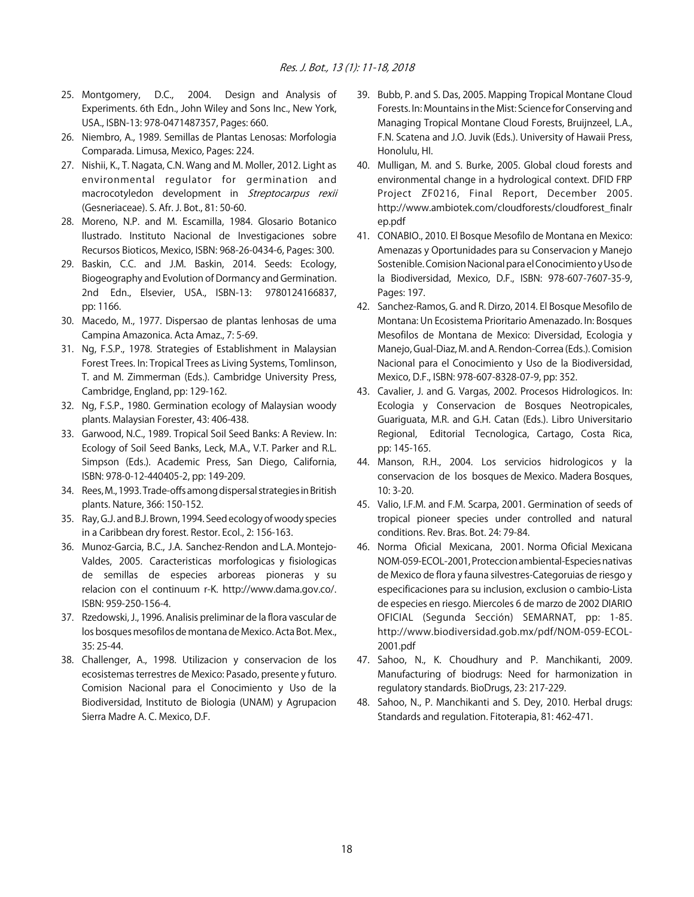25. Montgomery, D.C., 2004. Design and Analysis of Experiments. 6th Edn., John Wiley and Sons Inc., New York, USA., ISBN-13: 978-0471487357, Pages: 660.
26. Niembro, A., 1989. Semillas de Plantas Lenosas: Morfologia Comparada. Limusa, Mexico, Pages: 224.
27. Nishii, K., T. Nagata, C.N. Wang and M. Moller, 2012. Light as environmental regulator for germination and macrocotyledon development in *Streptocarpus rexii* (Gesneriaceae). S. Afr. J. Bot., 81: 50-60.
28. Moreno, N.P. and M. Escamilla, 1984. Glosario Botanico Ilustrado. Instituto Nacional de Investigaciones sobre Recursos Bioticos, Mexico, ISBN: 968-26-0434-6, Pages: 300.
29. Baskin, C.C. and J.M. Baskin, 2014. Seeds: Ecology, Biogeography and Evolution of Dormancy and Germination. 2nd Edn., Elsevier, USA., ISBN-13: 9780124166837, pp: 1166.
30. Macedo, M., 1977. Dispersao de plantas lenhosas de uma Campina Amazonica. Acta Amaz., 7: 5-69.
31. Ng, F.S.P., 1978. Strategies of Establishment in Malaysian Forest Trees. In: Tropical Trees as Living Systems, Tomlinson, T. and M. Zimmerman (Eds.). Cambridge University Press, Cambridge, England, pp: 129-162.
32. Ng, F.S.P., 1980. Germination ecology of Malaysian woody plants. Malaysian Forester, 43: 406-438.
33. Garwood, N.C., 1989. Tropical Soil Seed Banks: A Review. In: Ecology of Soil Seed Banks, Leck, M.A., V.T. Parker and R.L. Simpson (Eds.). Academic Press, San Diego, California, ISBN: 978-0-12-440405-2, pp: 149-209.
34. Rees, M., 1993. Trade-offs among dispersal strategies in British plants. Nature, 366: 150-152.
35. Ray, G.J. and B.J. Brown, 1994. Seed ecology of woody species in a Caribbean dry forest. Restor. Ecol., 2: 156-163.
36. Munoz-Garcia, B.C., J.A. Sanchez-Rendon and L.A. Montejo-Valdes, 2005. Caracteristicas morfologicas y fisiologicas de semillas de especies arboreas pioneras y su relacion con el continuum r-K. http://www.dama.gov.co/. ISBN: 959-250-156-4.
37. Rzedowski, J., 1996. Analisis preliminar de la flora vascular de los bosques mesofilos de montana de Mexico. Acta Bot. Mex., 35: 25-44.
38. Challenger, A., 1998. Utilizacion y conservacion de los ecosistemas terrestres de Mexico: Pasado, presente y futuro. Comision Nacional para el Conocimiento y Uso de la Biodiversidad, Instituto de Biologia (UNAM) y Agrupacion Sierra Madre A. C. Mexico, D.F.
39. Bubb, P. and S. Das, 2005. Mapping Tropical Montane Cloud Forests. In: Mountains in the Mist: Science for Conserving and Managing Tropical Montane Cloud Forests, Bruijnzeel, L.A., F.N. Scatena and J.O. Juvik (Eds.). University of Hawaii Press, Honolulu, HI.
40. Mulligan, M. and S. Burke, 2005. Global cloud forests and environmental change in a hydrological context. DFID FRP Project ZF0216, Final Report, December 2005. http://www.ambiotek.com/cloudforests/cloudforest_finalrep.pdf
41. CONABIO., 2010. El Bosque Mesofilo de Montana en Mexico: Amenazas y Oportunidades para su Conservacion y Manejo Sostenible. Comision Nacional para el Conocimiento y Uso de la Biodiversidad, Mexico, D.F., ISBN: 978-607-7607-35-9, Pages: 197.
42. Sanchez-Ramos, G. and R. Dirzo, 2014. El Bosque Mesofilo de Montana: Un Ecosistema Prioritario Amenazado. In: Bosques Mesofilos de Montana de Mexico: Diversidad, Ecologia y Manejo, Gual-Diaz, M. and A. Rendon-Correa (Eds.). Comision Nacional para el Conocimiento y Uso de la Biodiversidad, Mexico, D.F., ISBN: 978-607-8328-07-9, pp: 352.
43. Cavalier, J. and G. Vargas, 2002. Procesos Hidrologicos. In: Ecologia y Conservacion de Bosques Neotropicales, Guariguata, M.R. and G.H. Catan (Eds.). Libro Universitario Regional, Editorial Tecnologica, Cartago, Costa Rica, pp: 145-165.
44. Manson, R.H., 2004. Los servicios hidrologicos y la conservacion de los bosques de Mexico. Madera Bosques, 10: 3-20.
45. Valio, I.F.M. and F.M. Scarpa, 2001. Germination of seeds of tropical pioneer species under controlled and natural conditions. Rev. Bras. Bot. 24: 79-84.
46. Norma Oficial Mexicana, 2001. Norma Oficial Mexicana NOM-059-ECOL-2001, Proteccion ambiental-Especies nativas de Mexico de flora y fauna silvestres-Categoruias de riesgo y especificaciones para su inclusion, exclusion o cambio-Lista de especies en riesgo. Miercoles 6 de marzo de 2002 DIARIO OFICIAL (Segunda Sección) SEMARNAT, pp: 1-85. http://www.biodiversidad.gob.mx/pdf/NOM-059-ECOL-2001.pdf
47. Sahoo, N., K. Choudhury and P. Manchikanti, 2009. Manufacturing of biodrugs: Need for harmonization in regulatory standards. BioDrugs, 23: 217-229.
48. Sahoo, N., P. Manchikanti and S. Dey, 2010. Herbal drugs: Standards and regulation. Fitoterapia, 81: 462-471.